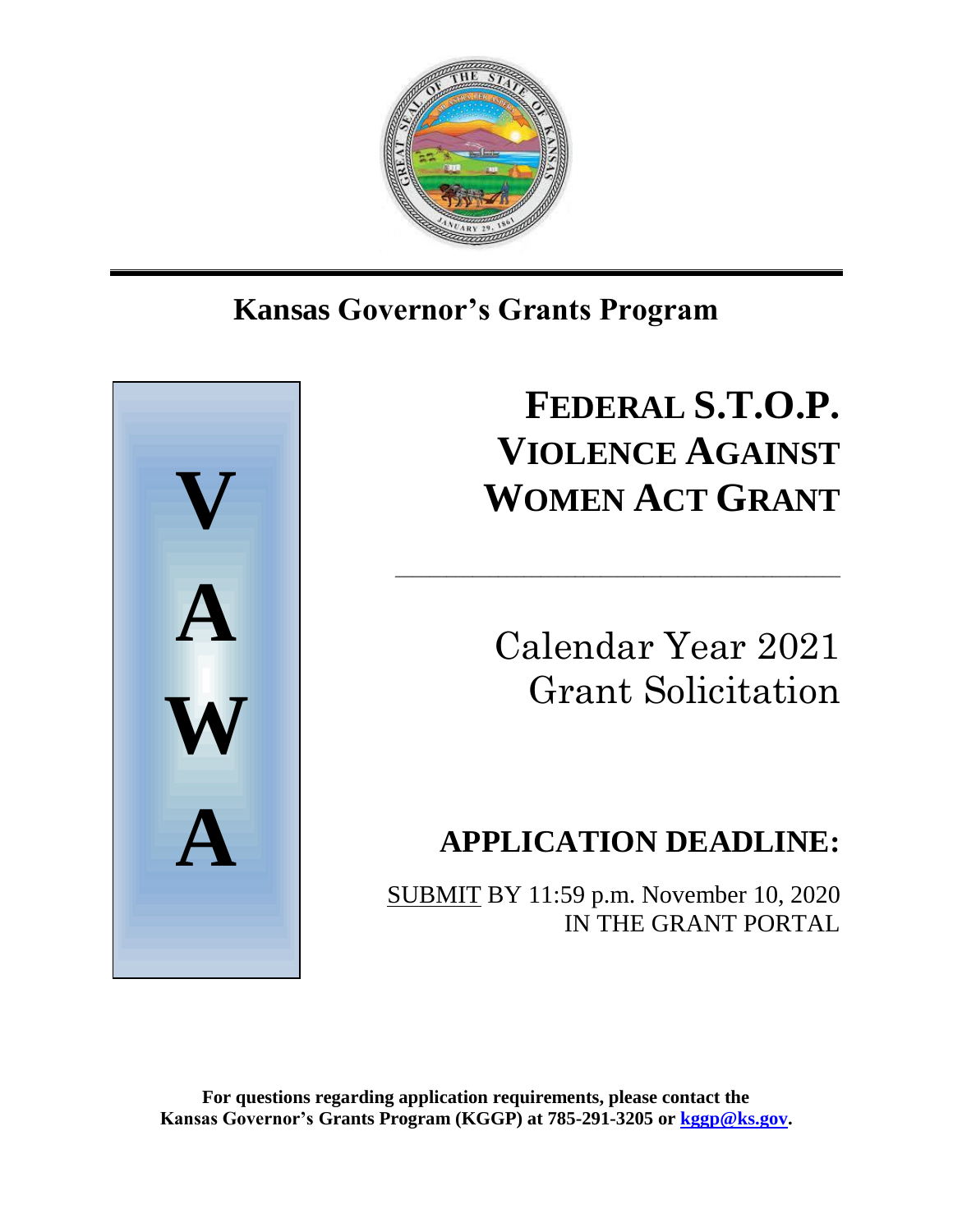# Kansas Governor's Grants Program

V
A
W
A

# FEDERAL S.T.O.P. VIOLENCE AGAINST WOMEN ACT GRANT

Calendar Year 2021
Grant Solicitation

## APPLICATION DEADLINE:

SUBMIT BY 11:59 p.m. November 10, 2020
IN THE GRANT PORTAL

**For questions regarding application requirements, please contact the Kansas Governor's Grants Program (KGGP) at 785-291-3205 or [kggp@ks.gov](mailto:kggp@ks.gov).**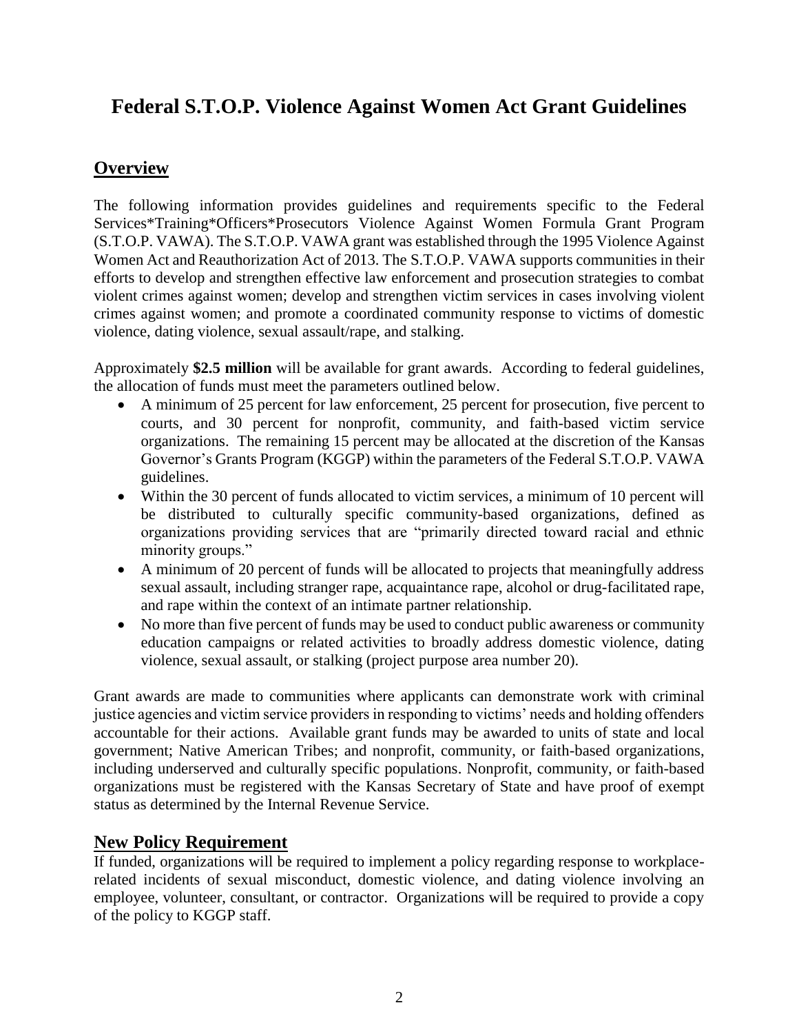# Federal S.T.O.P. Violence Against Women Act Grant Guidelines

## Overview

The following information provides guidelines and requirements specific to the Federal Services*Training*Officers*Prosecutors Violence Against Women Formula Grant Program (S.T.O.P. VAWA). The S.T.O.P. VAWA grant was established through the 1995 Violence Against Women Act and Reauthorization Act of 2013. The S.T.O.P. VAWA supports communities in their efforts to develop and strengthen effective law enforcement and prosecution strategies to combat violent crimes against women; develop and strengthen victim services in cases involving violent crimes against women; and promote a coordinated community response to victims of domestic violence, dating violence, sexual assault/rape, and stalking.

Approximately **$2.5 million** will be available for grant awards. According to federal guidelines, the allocation of funds must meet the parameters outlined below.

- A minimum of 25 percent for law enforcement, 25 percent for prosecution, five percent to courts, and 30 percent for nonprofit, community, and faith-based victim service organizations. The remaining 15 percent may be allocated at the discretion of the Kansas Governor's Grants Program (KGGP) within the parameters of the Federal S.T.O.P. VAWA guidelines.
- Within the 30 percent of funds allocated to victim services, a minimum of 10 percent will be distributed to culturally specific community-based organizations, defined as organizations providing services that are "primarily directed toward racial and ethnic minority groups."
- A minimum of 20 percent of funds will be allocated to projects that meaningfully address sexual assault, including stranger rape, acquaintance rape, alcohol or drug-facilitated rape, and rape within the context of an intimate partner relationship.
- No more than five percent of funds may be used to conduct public awareness or community education campaigns or related activities to broadly address domestic violence, dating violence, sexual assault, or stalking (project purpose area number 20).

Grant awards are made to communities where applicants can demonstrate work with criminal justice agencies and victim service providers in responding to victims' needs and holding offenders accountable for their actions. Available grant funds may be awarded to units of state and local government; Native American Tribes; and nonprofit, community, or faith-based organizations, including underserved and culturally specific populations. Nonprofit, community, or faith-based organizations must be registered with the Kansas Secretary of State and have proof of exempt status as determined by the Internal Revenue Service.

## New Policy Requirement

If funded, organizations will be required to implement a policy regarding response to workplace-related incidents of sexual misconduct, domestic violence, and dating violence involving an employee, volunteer, consultant, or contractor. Organizations will be required to provide a copy of the policy to KGGP staff.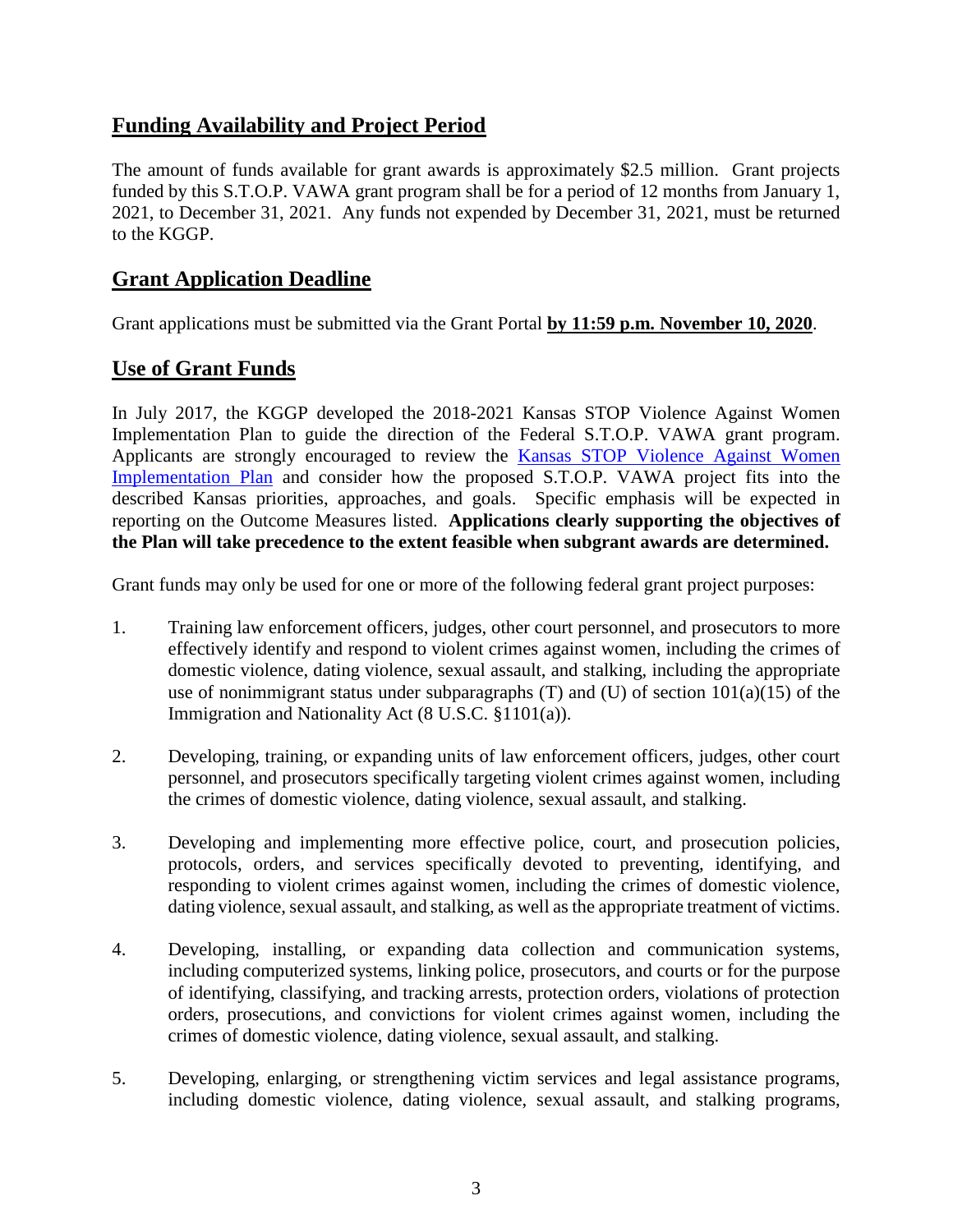## Funding Availability and Project Period

The amount of funds available for grant awards is approximately $2.5 million. Grant projects funded by this S.T.O.P. VAWA grant program shall be for a period of 12 months from January 1, 2021, to December 31, 2021. Any funds not expended by December 31, 2021, must be returned to the KGGP.

## Grant Application Deadline

Grant applications must be submitted via the Grant Portal **by 11:59 p.m. November 10, 2020**.

## Use of Grant Funds

In July 2017, the KGGP developed the 2018-2021 Kansas STOP Violence Against Women Implementation Plan to guide the direction of the Federal S.T.O.P. VAWA grant program. Applicants are strongly encouraged to review the Kansas STOP Violence Against Women Implementation Plan and consider how the proposed S.T.O.P. VAWA project fits into the described Kansas priorities, approaches, and goals. Specific emphasis will be expected in reporting on the Outcome Measures listed. **Applications clearly supporting the objectives of the Plan will take precedence to the extent feasible when subgrant awards are determined.**

Grant funds may only be used for one or more of the following federal grant project purposes:

1. Training law enforcement officers, judges, other court personnel, and prosecutors to more effectively identify and respond to violent crimes against women, including the crimes of domestic violence, dating violence, sexual assault, and stalking, including the appropriate use of nonimmigrant status under subparagraphs (T) and (U) of section 101(a)(15) of the Immigration and Nationality Act (8 U.S.C. §1101(a)).

2. Developing, training, or expanding units of law enforcement officers, judges, other court personnel, and prosecutors specifically targeting violent crimes against women, including the crimes of domestic violence, dating violence, sexual assault, and stalking.

3. Developing and implementing more effective police, court, and prosecution policies, protocols, orders, and services specifically devoted to preventing, identifying, and responding to violent crimes against women, including the crimes of domestic violence, dating violence, sexual assault, and stalking, as well as the appropriate treatment of victims.

4. Developing, installing, or expanding data collection and communication systems, including computerized systems, linking police, prosecutors, and courts or for the purpose of identifying, classifying, and tracking arrests, protection orders, violations of protection orders, prosecutions, and convictions for violent crimes against women, including the crimes of domestic violence, dating violence, sexual assault, and stalking.

5. Developing, enlarging, or strengthening victim services and legal assistance programs, including domestic violence, dating violence, sexual assault, and stalking programs,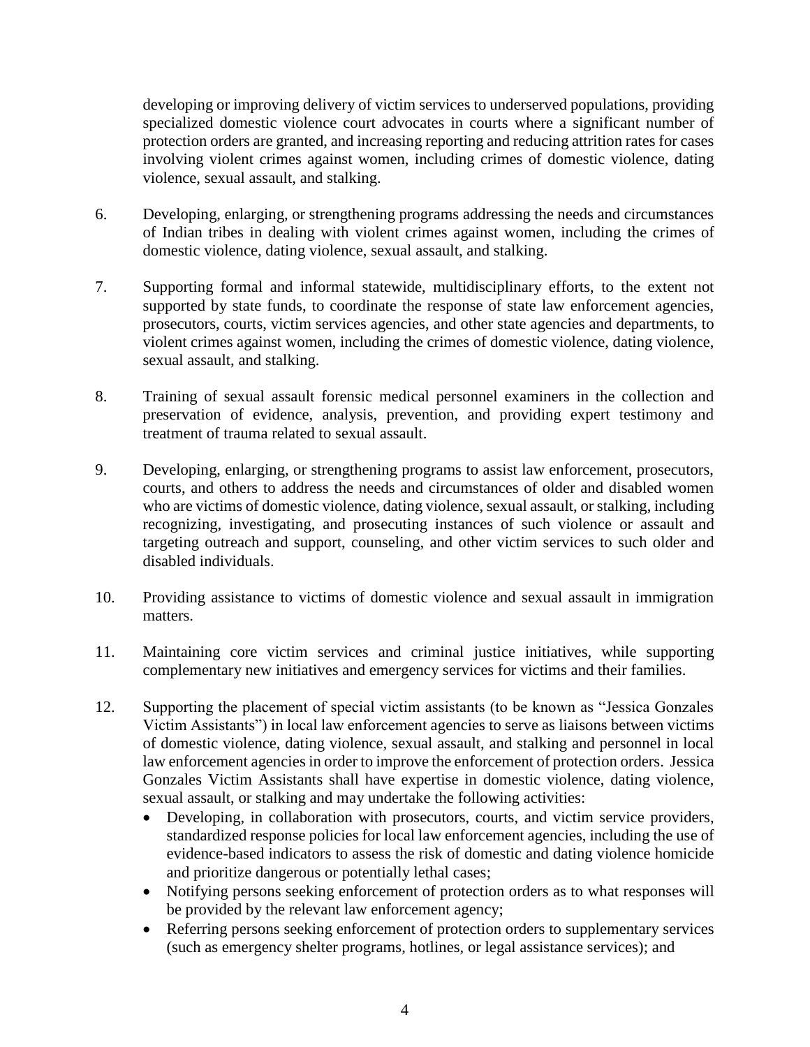developing or improving delivery of victim services to underserved populations, providing specialized domestic violence court advocates in courts where a significant number of protection orders are granted, and increasing reporting and reducing attrition rates for cases involving violent crimes against women, including crimes of domestic violence, dating violence, sexual assault, and stalking.

6. Developing, enlarging, or strengthening programs addressing the needs and circumstances of Indian tribes in dealing with violent crimes against women, including the crimes of domestic violence, dating violence, sexual assault, and stalking.

7. Supporting formal and informal statewide, multidisciplinary efforts, to the extent not supported by state funds, to coordinate the response of state law enforcement agencies, prosecutors, courts, victim services agencies, and other state agencies and departments, to violent crimes against women, including the crimes of domestic violence, dating violence, sexual assault, and stalking.

8. Training of sexual assault forensic medical personnel examiners in the collection and preservation of evidence, analysis, prevention, and providing expert testimony and treatment of trauma related to sexual assault.

9. Developing, enlarging, or strengthening programs to assist law enforcement, prosecutors, courts, and others to address the needs and circumstances of older and disabled women who are victims of domestic violence, dating violence, sexual assault, or stalking, including recognizing, investigating, and prosecuting instances of such violence or assault and targeting outreach and support, counseling, and other victim services to such older and disabled individuals.

10. Providing assistance to victims of domestic violence and sexual assault in immigration matters.

11. Maintaining core victim services and criminal justice initiatives, while supporting complementary new initiatives and emergency services for victims and their families.

12. Supporting the placement of special victim assistants (to be known as "Jessica Gonzales Victim Assistants") in local law enforcement agencies to serve as liaisons between victims of domestic violence, dating violence, sexual assault, and stalking and personnel in local law enforcement agencies in order to improve the enforcement of protection orders. Jessica Gonzales Victim Assistants shall have expertise in domestic violence, dating violence, sexual assault, or stalking and may undertake the following activities:
    - Developing, in collaboration with prosecutors, courts, and victim service providers, standardized response policies for local law enforcement agencies, including the use of evidence-based indicators to assess the risk of domestic and dating violence homicide and prioritize dangerous or potentially lethal cases;
    - Notifying persons seeking enforcement of protection orders as to what responses will be provided by the relevant law enforcement agency;
    - Referring persons seeking enforcement of protection orders to supplementary services (such as emergency shelter programs, hotlines, or legal assistance services); and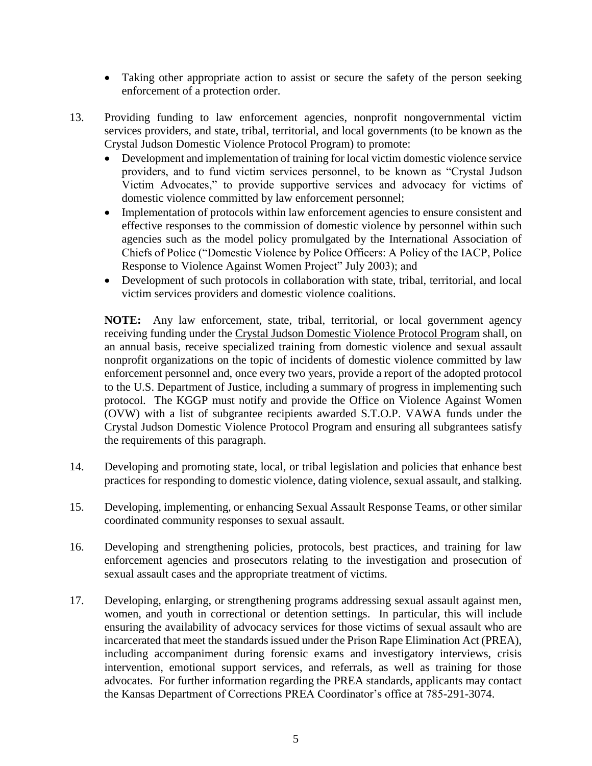- Taking other appropriate action to assist or secure the safety of the person seeking enforcement of a protection order.

13. Providing funding to law enforcement agencies, nonprofit nongovernmental victim services providers, and state, tribal, territorial, and local governments (to be known as the Crystal Judson Domestic Violence Protocol Program) to promote:
    - Development and implementation of training for local victim domestic violence service providers, and to fund victim services personnel, to be known as "Crystal Judson Victim Advocates," to provide supportive services and advocacy for victims of domestic violence committed by law enforcement personnel;
    - Implementation of protocols within law enforcement agencies to ensure consistent and effective responses to the commission of domestic violence by personnel within such agencies such as the model policy promulgated by the International Association of Chiefs of Police ("Domestic Violence by Police Officers: A Policy of the IACP, Police Response to Violence Against Women Project" July 2003); and
    - Development of such protocols in collaboration with state, tribal, territorial, and local victim services providers and domestic violence coalitions.

    **NOTE:** Any law enforcement, state, tribal, territorial, or local government agency receiving funding under the <u>Crystal Judson Domestic Violence Protocol Program</u> shall, on an annual basis, receive specialized training from domestic violence and sexual assault nonprofit organizations on the topic of incidents of domestic violence committed by law enforcement personnel and, once every two years, provide a report of the adopted protocol to the U.S. Department of Justice, including a summary of progress in implementing such protocol. The KGGP must notify and provide the Office on Violence Against Women (OVW) with a list of subgrantee recipients awarded S.T.O.P. VAWA funds under the Crystal Judson Domestic Violence Protocol Program and ensuring all subgrantees satisfy the requirements of this paragraph.

14. Developing and promoting state, local, or tribal legislation and policies that enhance best practices for responding to domestic violence, dating violence, sexual assault, and stalking.

15. Developing, implementing, or enhancing Sexual Assault Response Teams, or other similar coordinated community responses to sexual assault.

16. Developing and strengthening policies, protocols, best practices, and training for law enforcement agencies and prosecutors relating to the investigation and prosecution of sexual assault cases and the appropriate treatment of victims.

17. Developing, enlarging, or strengthening programs addressing sexual assault against men, women, and youth in correctional or detention settings. In particular, this will include ensuring the availability of advocacy services for those victims of sexual assault who are incarcerated that meet the standards issued under the Prison Rape Elimination Act (PREA), including accompaniment during forensic exams and investigatory interviews, crisis intervention, emotional support services, and referrals, as well as training for those advocates. For further information regarding the PREA standards, applicants may contact the Kansas Department of Corrections PREA Coordinator's office at 785-291-3074.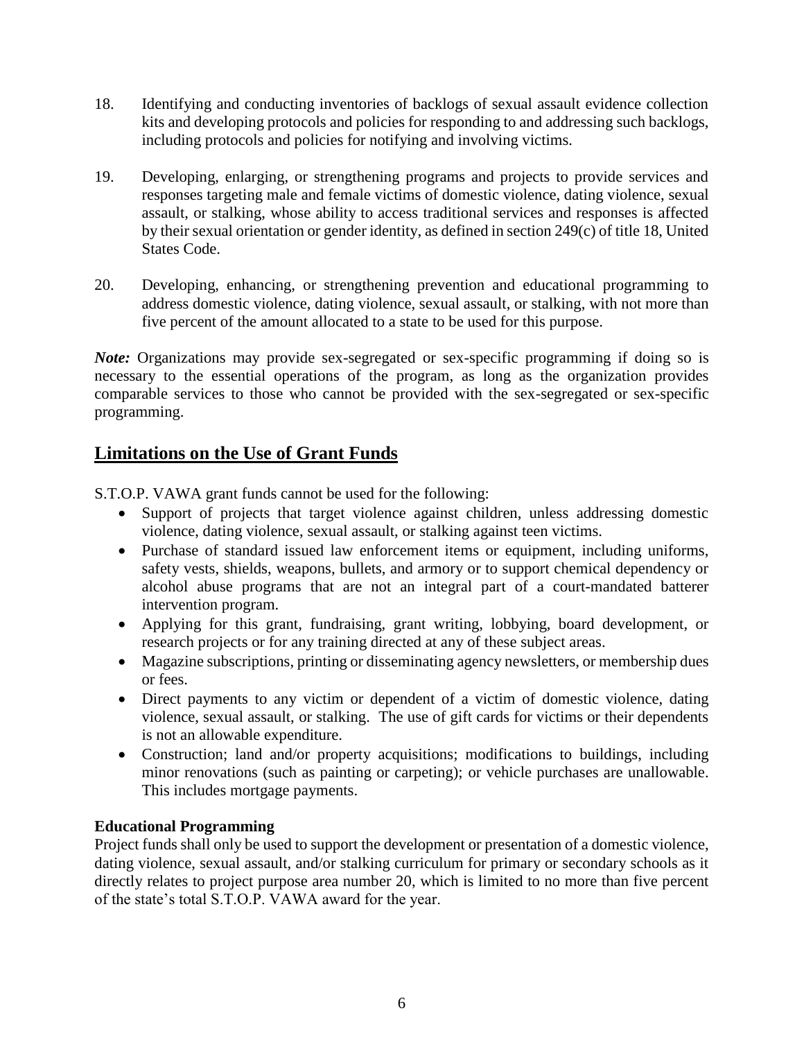18. Identifying and conducting inventories of backlogs of sexual assault evidence collection kits and developing protocols and policies for responding to and addressing such backlogs, including protocols and policies for notifying and involving victims.

19. Developing, enlarging, or strengthening programs and projects to provide services and responses targeting male and female victims of domestic violence, dating violence, sexual assault, or stalking, whose ability to access traditional services and responses is affected by their sexual orientation or gender identity, as defined in section 249(c) of title 18, United States Code.

20. Developing, enhancing, or strengthening prevention and educational programming to address domestic violence, dating violence, sexual assault, or stalking, with not more than five percent of the amount allocated to a state to be used for this purpose.

***Note:*** Organizations may provide sex-segregated or sex-specific programming if doing so is necessary to the essential operations of the program, as long as the organization provides comparable services to those who cannot be provided with the sex-segregated or sex-specific programming.

## Limitations on the Use of Grant Funds

S.T.O.P. VAWA grant funds cannot be used for the following:

- Support of projects that target violence against children, unless addressing domestic violence, dating violence, sexual assault, or stalking against teen victims.
- Purchase of standard issued law enforcement items or equipment, including uniforms, safety vests, shields, weapons, bullets, and armory or to support chemical dependency or alcohol abuse programs that are not an integral part of a court-mandated batterer intervention program.
- Applying for this grant, fundraising, grant writing, lobbying, board development, or research projects or for any training directed at any of these subject areas.
- Magazine subscriptions, printing or disseminating agency newsletters, or membership dues or fees.
- Direct payments to any victim or dependent of a victim of domestic violence, dating violence, sexual assault, or stalking. The use of gift cards for victims or their dependents is not an allowable expenditure.
- Construction; land and/or property acquisitions; modifications to buildings, including minor renovations (such as painting or carpeting); or vehicle purchases are unallowable. This includes mortgage payments.

**Educational Programming**

Project funds shall only be used to support the development or presentation of a domestic violence, dating violence, sexual assault, and/or stalking curriculum for primary or secondary schools as it directly relates to project purpose area number 20, which is limited to no more than five percent of the state's total S.T.O.P. VAWA award for the year.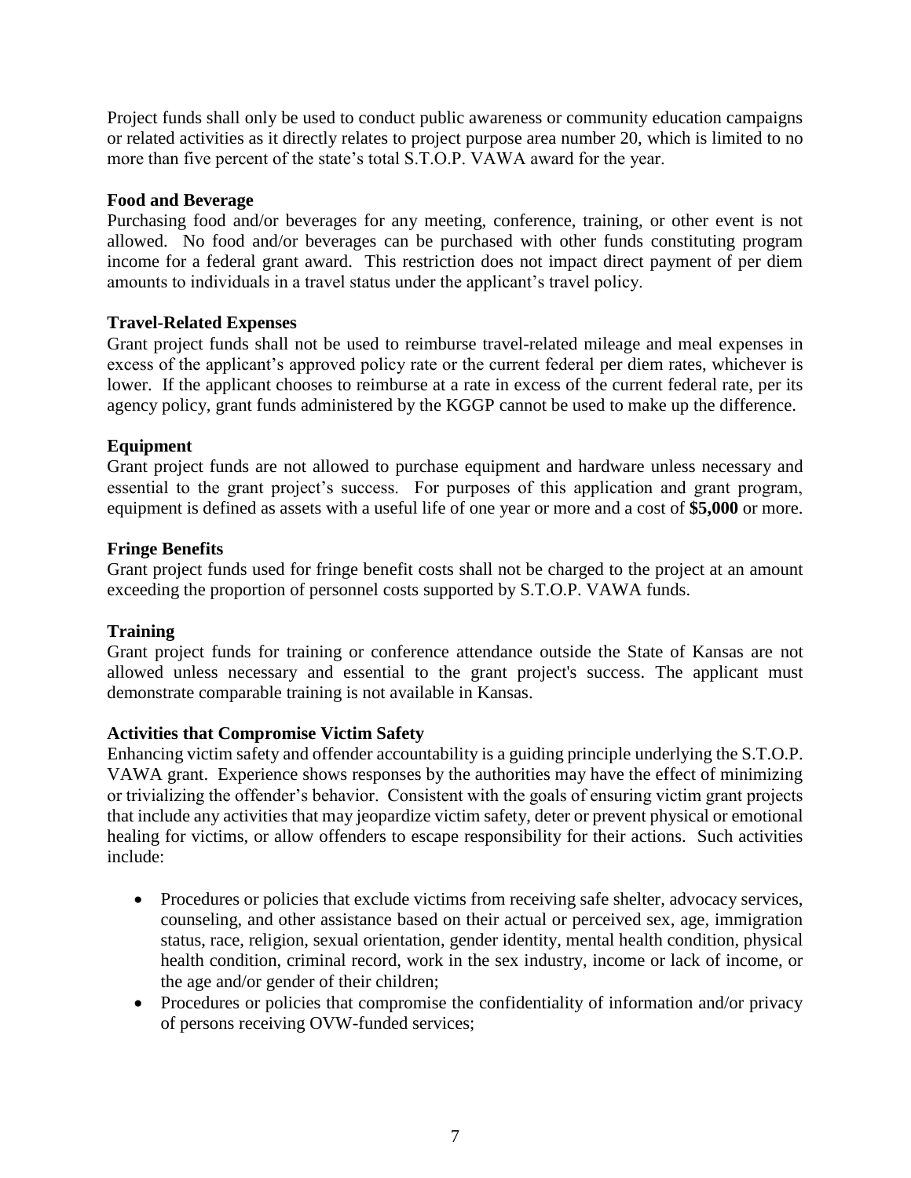Project funds shall only be used to conduct public awareness or community education campaigns or related activities as it directly relates to project purpose area number 20, which is limited to no more than five percent of the state's total S.T.O.P. VAWA award for the year.

**Food and Beverage**
Purchasing food and/or beverages for any meeting, conference, training, or other event is not allowed. No food and/or beverages can be purchased with other funds constituting program income for a federal grant award. This restriction does not impact direct payment of per diem amounts to individuals in a travel status under the applicant's travel policy.

**Travel-Related Expenses**
Grant project funds shall not be used to reimburse travel-related mileage and meal expenses in excess of the applicant's approved policy rate or the current federal per diem rates, whichever is lower. If the applicant chooses to reimburse at a rate in excess of the current federal rate, per its agency policy, grant funds administered by the KGGP cannot be used to make up the difference.

**Equipment**
Grant project funds are not allowed to purchase equipment and hardware unless necessary and essential to the grant project's success. For purposes of this application and grant program, equipment is defined as assets with a useful life of one year or more and a cost of **$5,000** or more.

**Fringe Benefits**
Grant project funds used for fringe benefit costs shall not be charged to the project at an amount exceeding the proportion of personnel costs supported by S.T.O.P. VAWA funds.

**Training**
Grant project funds for training or conference attendance outside the State of Kansas are not allowed unless necessary and essential to the grant project's success. The applicant must demonstrate comparable training is not available in Kansas.

**Activities that Compromise Victim Safety**
Enhancing victim safety and offender accountability is a guiding principle underlying the S.T.O.P. VAWA grant. Experience shows responses by the authorities may have the effect of minimizing or trivializing the offender's behavior. Consistent with the goals of ensuring victim grant projects that include any activities that may jeopardize victim safety, deter or prevent physical or emotional healing for victims, or allow offenders to escape responsibility for their actions. Such activities include:

- Procedures or policies that exclude victims from receiving safe shelter, advocacy services, counseling, and other assistance based on their actual or perceived sex, age, immigration status, race, religion, sexual orientation, gender identity, mental health condition, physical health condition, criminal record, work in the sex industry, income or lack of income, or the age and/or gender of their children;
- Procedures or policies that compromise the confidentiality of information and/or privacy of persons receiving OVW-funded services;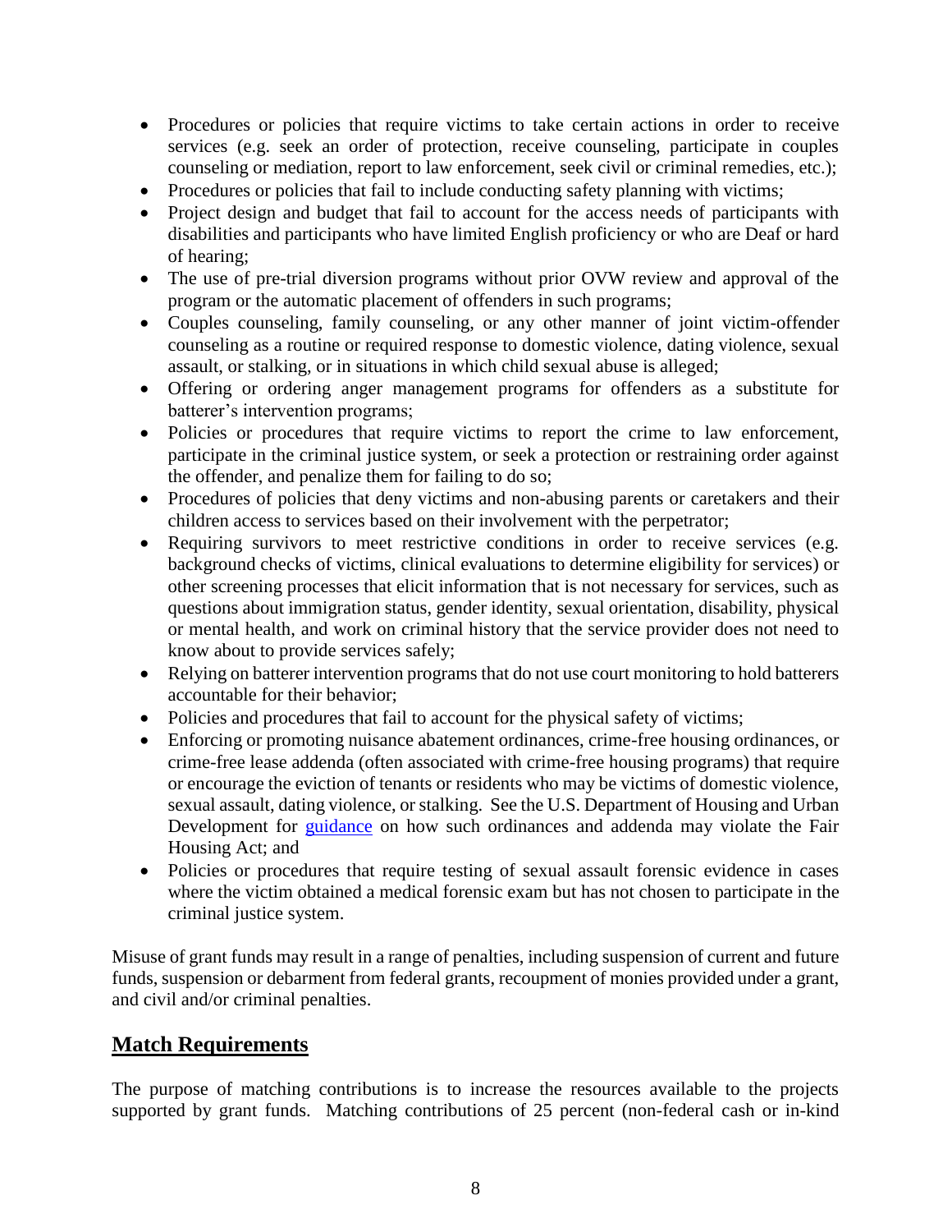- Procedures or policies that require victims to take certain actions in order to receive services (e.g. seek an order of protection, receive counseling, participate in couples counseling or mediation, report to law enforcement, seek civil or criminal remedies, etc.);
- Procedures or policies that fail to include conducting safety planning with victims;
- Project design and budget that fail to account for the access needs of participants with disabilities and participants who have limited English proficiency or who are Deaf or hard of hearing;
- The use of pre-trial diversion programs without prior OVW review and approval of the program or the automatic placement of offenders in such programs;
- Couples counseling, family counseling, or any other manner of joint victim-offender counseling as a routine or required response to domestic violence, dating violence, sexual assault, or stalking, or in situations in which child sexual abuse is alleged;
- Offering or ordering anger management programs for offenders as a substitute for batterer's intervention programs;
- Policies or procedures that require victims to report the crime to law enforcement, participate in the criminal justice system, or seek a protection or restraining order against the offender, and penalize them for failing to do so;
- Procedures of policies that deny victims and non-abusing parents or caretakers and their children access to services based on their involvement with the perpetrator;
- Requiring survivors to meet restrictive conditions in order to receive services (e.g. background checks of victims, clinical evaluations to determine eligibility for services) or other screening processes that elicit information that is not necessary for services, such as questions about immigration status, gender identity, sexual orientation, disability, physical or mental health, and work on criminal history that the service provider does not need to know about to provide services safely;
- Relying on batterer intervention programs that do not use court monitoring to hold batterers accountable for their behavior;
- Policies and procedures that fail to account for the physical safety of victims;
- Enforcing or promoting nuisance abatement ordinances, crime-free housing ordinances, or crime-free lease addenda (often associated with crime-free housing programs) that require or encourage the eviction of tenants or residents who may be victims of domestic violence, sexual assault, dating violence, or stalking. See the U.S. Department of Housing and Urban Development for guidance on how such ordinances and addenda may violate the Fair Housing Act; and
- Policies or procedures that require testing of sexual assault forensic evidence in cases where the victim obtained a medical forensic exam but has not chosen to participate in the criminal justice system.

Misuse of grant funds may result in a range of penalties, including suspension of current and future funds, suspension or debarment from federal grants, recoupment of monies provided under a grant, and civil and/or criminal penalties.

## Match Requirements

The purpose of matching contributions is to increase the resources available to the projects supported by grant funds. Matching contributions of 25 percent (non-federal cash or in-kind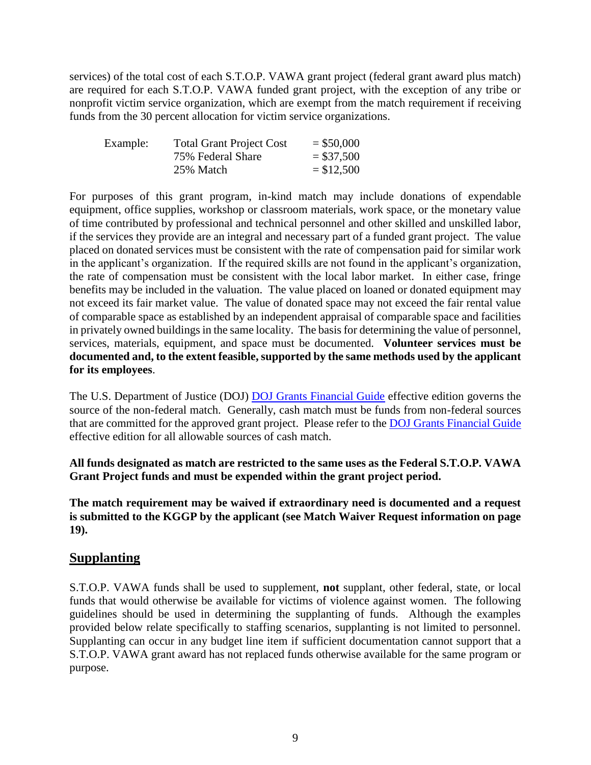services) of the total cost of each S.T.O.P. VAWA grant project (federal grant award plus match) are required for each S.T.O.P. VAWA funded grant project, with the exception of any tribe or nonprofit victim service organization, which are exempt from the match requirement if receiving funds from the 30 percent allocation for victim service organizations.

| Example: | Total Grant Project Cost | = $50,000 |
|---|---|---|
| | 75% Federal Share | = $37,500 |
| | 25% Match | = $12,500 |

For purposes of this grant program, in-kind match may include donations of expendable equipment, office supplies, workshop or classroom materials, work space, or the monetary value of time contributed by professional and technical personnel and other skilled and unskilled labor, if the services they provide are an integral and necessary part of a funded grant project. The value placed on donated services must be consistent with the rate of compensation paid for similar work in the applicant's organization. If the required skills are not found in the applicant's organization, the rate of compensation must be consistent with the local labor market. In either case, fringe benefits may be included in the valuation. The value placed on loaned or donated equipment may not exceed its fair market value. The value of donated space may not exceed the fair rental value of comparable space as established by an independent appraisal of comparable space and facilities in privately owned buildings in the same locality. The basis for determining the value of personnel, services, materials, equipment, and space must be documented. **Volunteer services must be documented and, to the extent feasible, supported by the same methods used by the applicant for its employees**.

The U.S. Department of Justice (DOJ) DOJ Grants Financial Guide effective edition governs the source of the non-federal match. Generally, cash match must be funds from non-federal sources that are committed for the approved grant project. Please refer to the DOJ Grants Financial Guide effective edition for all allowable sources of cash match.

**All funds designated as match are restricted to the same uses as the Federal S.T.O.P. VAWA Grant Project funds and must be expended within the grant project period.**

**The match requirement may be waived if extraordinary need is documented and a request is submitted to the KGGP by the applicant (see Match Waiver Request information on page 19).**

## Supplanting

S.T.O.P. VAWA funds shall be used to supplement, **not** supplant, other federal, state, or local funds that would otherwise be available for victims of violence against women. The following guidelines should be used in determining the supplanting of funds. Although the examples provided below relate specifically to staffing scenarios, supplanting is not limited to personnel. Supplanting can occur in any budget line item if sufficient documentation cannot support that a S.T.O.P. VAWA grant award has not replaced funds otherwise available for the same program or purpose.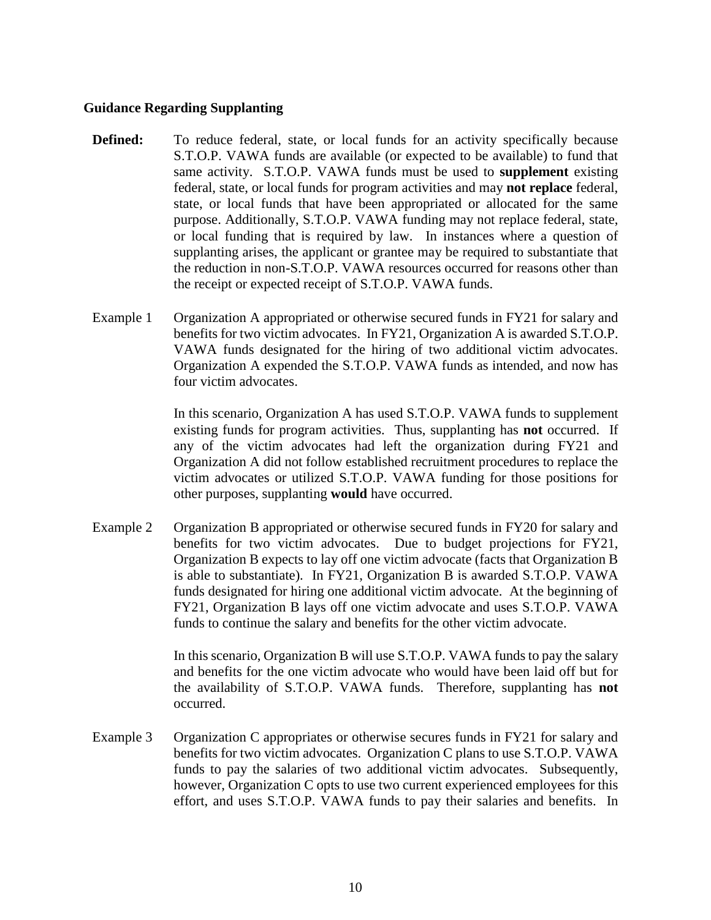**Guidance Regarding Supplanting**

**Defined:** To reduce federal, state, or local funds for an activity specifically because S.T.O.P. VAWA funds are available (or expected to be available) to fund that same activity. S.T.O.P. VAWA funds must be used to **supplement** existing federal, state, or local funds for program activities and may **not replace** federal, state, or local funds that have been appropriated or allocated for the same purpose. Additionally, S.T.O.P. VAWA funding may not replace federal, state, or local funding that is required by law. In instances where a question of supplanting arises, the applicant or grantee may be required to substantiate that the reduction in non-S.T.O.P. VAWA resources occurred for reasons other than the receipt or expected receipt of S.T.O.P. VAWA funds.

Example 1 Organization A appropriated or otherwise secured funds in FY21 for salary and benefits for two victim advocates. In FY21, Organization A is awarded S.T.O.P. VAWA funds designated for the hiring of two additional victim advocates. Organization A expended the S.T.O.P. VAWA funds as intended, and now has four victim advocates.

In this scenario, Organization A has used S.T.O.P. VAWA funds to supplement existing funds for program activities. Thus, supplanting has **not** occurred. If any of the victim advocates had left the organization during FY21 and Organization A did not follow established recruitment procedures to replace the victim advocates or utilized S.T.O.P. VAWA funding for those positions for other purposes, supplanting **would** have occurred.

Example 2 Organization B appropriated or otherwise secured funds in FY20 for salary and benefits for two victim advocates. Due to budget projections for FY21, Organization B expects to lay off one victim advocate (facts that Organization B is able to substantiate). In FY21, Organization B is awarded S.T.O.P. VAWA funds designated for hiring one additional victim advocate. At the beginning of FY21, Organization B lays off one victim advocate and uses S.T.O.P. VAWA funds to continue the salary and benefits for the other victim advocate.

In this scenario, Organization B will use S.T.O.P. VAWA funds to pay the salary and benefits for the one victim advocate who would have been laid off but for the availability of S.T.O.P. VAWA funds. Therefore, supplanting has **not** occurred.

Example 3 Organization C appropriates or otherwise secures funds in FY21 for salary and benefits for two victim advocates. Organization C plans to use S.T.O.P. VAWA funds to pay the salaries of two additional victim advocates. Subsequently, however, Organization C opts to use two current experienced employees for this effort, and uses S.T.O.P. VAWA funds to pay their salaries and benefits. In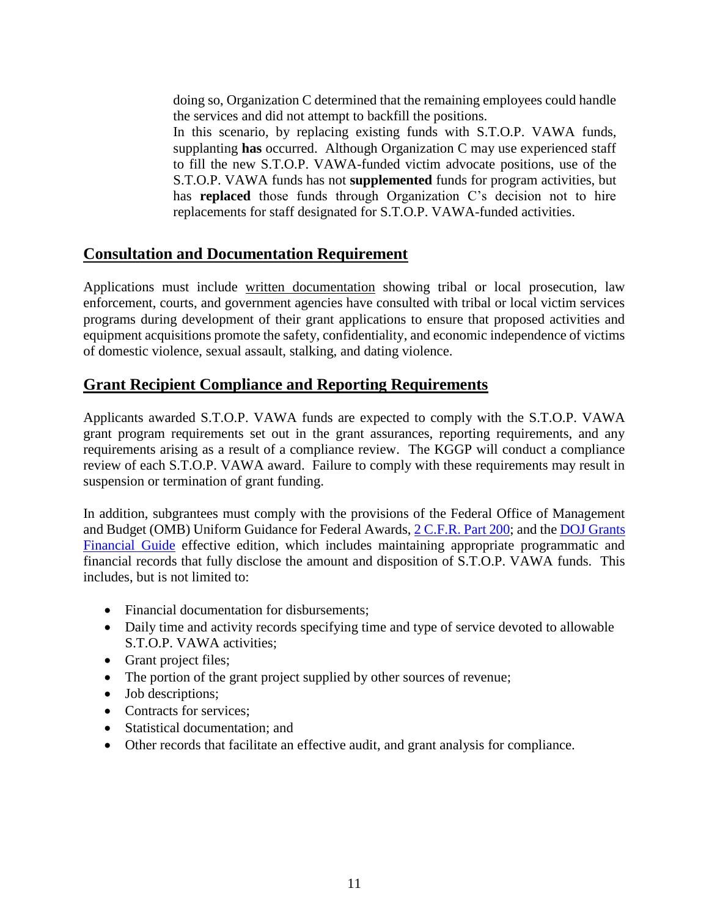doing so, Organization C determined that the remaining employees could handle the services and did not attempt to backfill the positions.

In this scenario, by replacing existing funds with S.T.O.P. VAWA funds, supplanting **has** occurred. Although Organization C may use experienced staff to fill the new S.T.O.P. VAWA-funded victim advocate positions, use of the S.T.O.P. VAWA funds has not **supplemented** funds for program activities, but has **replaced** those funds through Organization C's decision not to hire replacements for staff designated for S.T.O.P. VAWA-funded activities.

## Consultation and Documentation Requirement

Applications must include written documentation showing tribal or local prosecution, law enforcement, courts, and government agencies have consulted with tribal or local victim services programs during development of their grant applications to ensure that proposed activities and equipment acquisitions promote the safety, confidentiality, and economic independence of victims of domestic violence, sexual assault, stalking, and dating violence.

## Grant Recipient Compliance and Reporting Requirements

Applicants awarded S.T.O.P. VAWA funds are expected to comply with the S.T.O.P. VAWA grant program requirements set out in the grant assurances, reporting requirements, and any requirements arising as a result of a compliance review. The KGGP will conduct a compliance review of each S.T.O.P. VAWA award. Failure to comply with these requirements may result in suspension or termination of grant funding.

In addition, subgrantees must comply with the provisions of the Federal Office of Management and Budget (OMB) Uniform Guidance for Federal Awards, 2 C.F.R. Part 200; and the DOJ Grants Financial Guide effective edition, which includes maintaining appropriate programmatic and financial records that fully disclose the amount and disposition of S.T.O.P. VAWA funds. This includes, but is not limited to:

- Financial documentation for disbursements;
- Daily time and activity records specifying time and type of service devoted to allowable S.T.O.P. VAWA activities;
- Grant project files;
- The portion of the grant project supplied by other sources of revenue;
- Job descriptions;
- Contracts for services;
- Statistical documentation; and
- Other records that facilitate an effective audit, and grant analysis for compliance.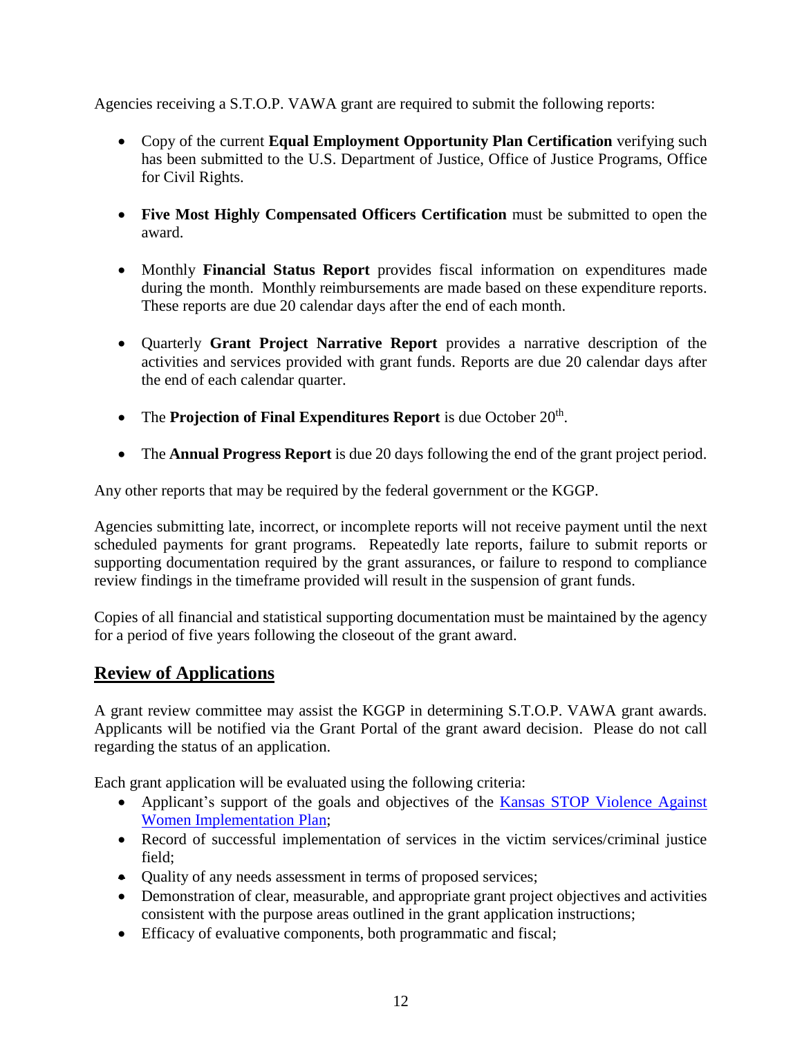Agencies receiving a S.T.O.P. VAWA grant are required to submit the following reports:

- Copy of the current **Equal Employment Opportunity Plan Certification** verifying such has been submitted to the U.S. Department of Justice, Office of Justice Programs, Office for Civil Rights.

- **Five Most Highly Compensated Officers Certification** must be submitted to open the award.

- Monthly **Financial Status Report** provides fiscal information on expenditures made during the month. Monthly reimbursements are made based on these expenditure reports. These reports are due 20 calendar days after the end of each month.

- Quarterly **Grant Project Narrative Report** provides a narrative description of the activities and services provided with grant funds. Reports are due 20 calendar days after the end of each calendar quarter.

- The **Projection of Final Expenditures Report** is due October 20th.

- The **Annual Progress Report** is due 20 days following the end of the grant project period.

Any other reports that may be required by the federal government or the KGGP.

Agencies submitting late, incorrect, or incomplete reports will not receive payment until the next scheduled payments for grant programs. Repeatedly late reports, failure to submit reports or supporting documentation required by the grant assurances, or failure to respond to compliance review findings in the timeframe provided will result in the suspension of grant funds.

Copies of all financial and statistical supporting documentation must be maintained by the agency for a period of five years following the closeout of the grant award.

## Review of Applications

A grant review committee may assist the KGGP in determining S.T.O.P. VAWA grant awards. Applicants will be notified via the Grant Portal of the grant award decision. Please do not call regarding the status of an application.

Each grant application will be evaluated using the following criteria:

- Applicant's support of the goals and objectives of the Kansas STOP Violence Against Women Implementation Plan;
- Record of successful implementation of services in the victim services/criminal justice field;
- Quality of any needs assessment in terms of proposed services;
- Demonstration of clear, measurable, and appropriate grant project objectives and activities consistent with the purpose areas outlined in the grant application instructions;
- Efficacy of evaluative components, both programmatic and fiscal;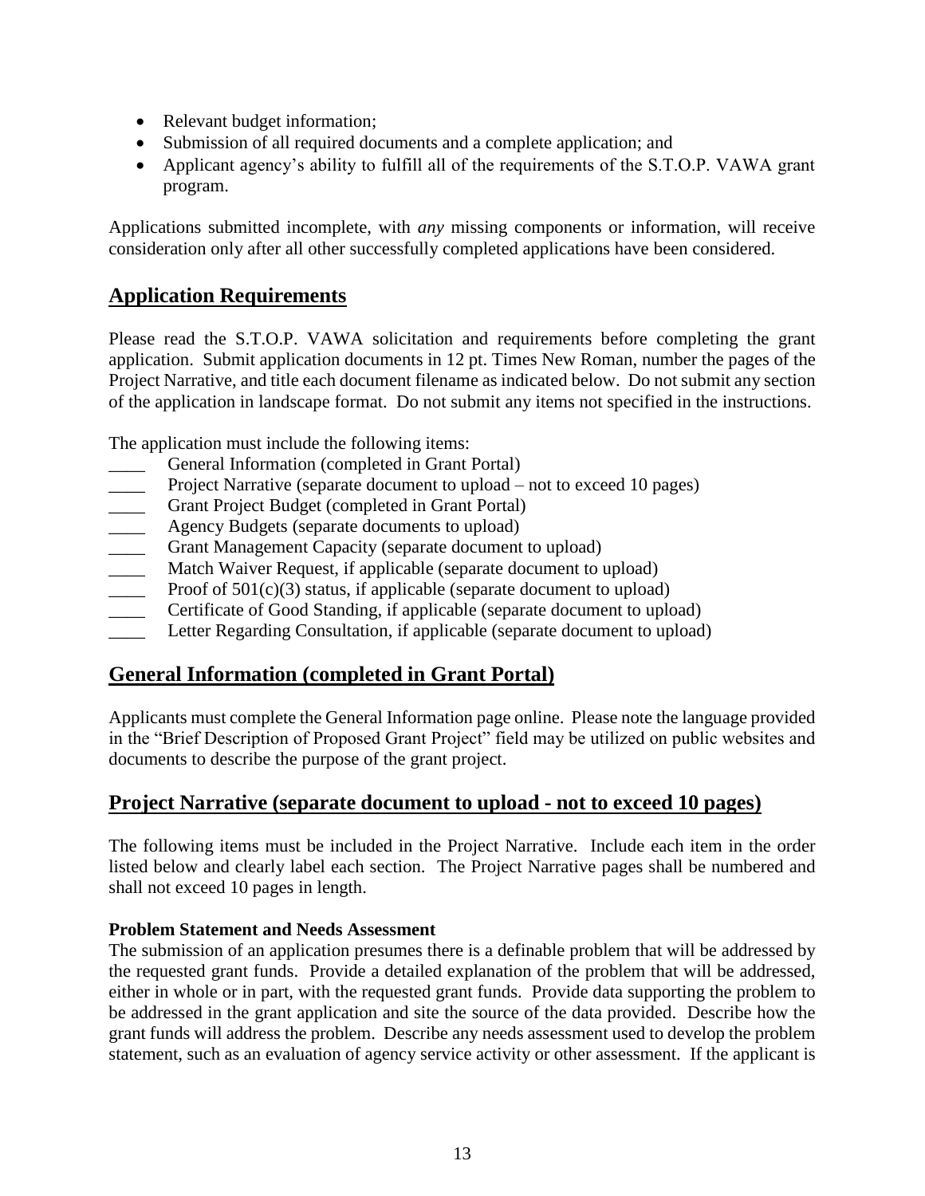- Relevant budget information;
- Submission of all required documents and a complete application; and
- Applicant agency's ability to fulfill all of the requirements of the S.T.O.P. VAWA grant program.

Applications submitted incomplete, with *any* missing components or information, will receive consideration only after all other successfully completed applications have been considered.

## Application Requirements

Please read the S.T.O.P. VAWA solicitation and requirements before completing the grant application. Submit application documents in 12 pt. Times New Roman, number the pages of the Project Narrative, and title each document filename as indicated below. Do not submit any section of the application in landscape format. Do not submit any items not specified in the instructions.

The application must include the following items:

____ General Information (completed in Grant Portal)
____ Project Narrative (separate document to upload – not to exceed 10 pages)
____ Grant Project Budget (completed in Grant Portal)
____ Agency Budgets (separate documents to upload)
____ Grant Management Capacity (separate document to upload)
____ Match Waiver Request, if applicable (separate document to upload)
____ Proof of 501(c)(3) status, if applicable (separate document to upload)
____ Certificate of Good Standing, if applicable (separate document to upload)
____ Letter Regarding Consultation, if applicable (separate document to upload)

## General Information (completed in Grant Portal)

Applicants must complete the General Information page online. Please note the language provided in the "Brief Description of Proposed Grant Project" field may be utilized on public websites and documents to describe the purpose of the grant project.

## Project Narrative (separate document to upload - not to exceed 10 pages)

The following items must be included in the Project Narrative. Include each item in the order listed below and clearly label each section. The Project Narrative pages shall be numbered and shall not exceed 10 pages in length.

**Problem Statement and Needs Assessment**
The submission of an application presumes there is a definable problem that will be addressed by the requested grant funds. Provide a detailed explanation of the problem that will be addressed, either in whole or in part, with the requested grant funds. Provide data supporting the problem to be addressed in the grant application and site the source of the data provided. Describe how the grant funds will address the problem. Describe any needs assessment used to develop the problem statement, such as an evaluation of agency service activity or other assessment. If the applicant is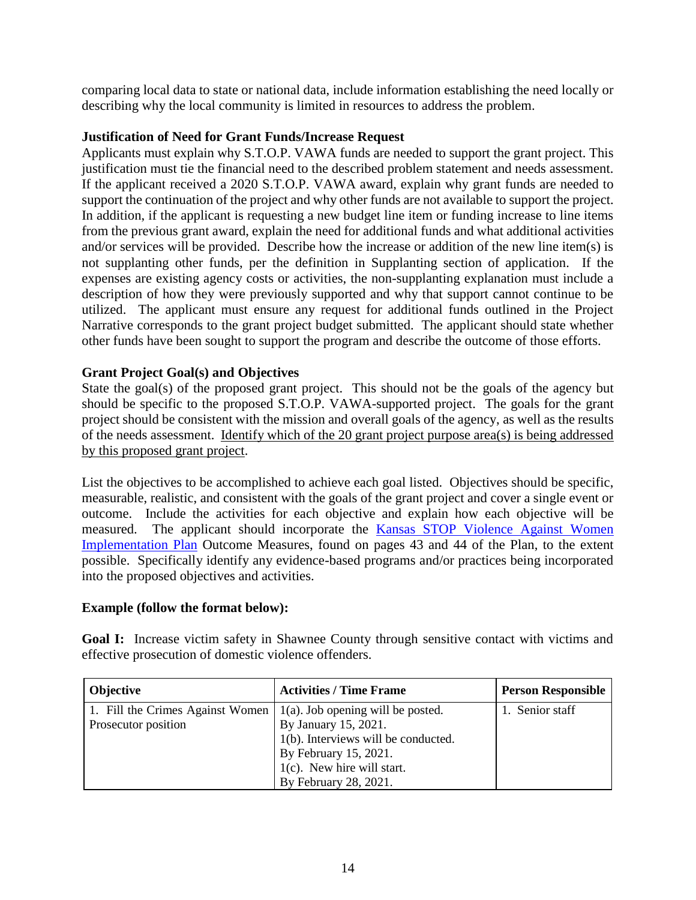comparing local data to state or national data, include information establishing the need locally or describing why the local community is limited in resources to address the problem.

**Justification of Need for Grant Funds/Increase Request**

Applicants must explain why S.T.O.P. VAWA funds are needed to support the grant project. This justification must tie the financial need to the described problem statement and needs assessment. If the applicant received a 2020 S.T.O.P. VAWA award, explain why grant funds are needed to support the continuation of the project and why other funds are not available to support the project. In addition, if the applicant is requesting a new budget line item or funding increase to line items from the previous grant award, explain the need for additional funds and what additional activities and/or services will be provided. Describe how the increase or addition of the new line item(s) is not supplanting other funds, per the definition in Supplanting section of application. If the expenses are existing agency costs or activities, the non-supplanting explanation must include a description of how they were previously supported and why that support cannot continue to be utilized. The applicant must ensure any request for additional funds outlined in the Project Narrative corresponds to the grant project budget submitted. The applicant should state whether other funds have been sought to support the program and describe the outcome of those efforts.

**Grant Project Goal(s) and Objectives**

State the goal(s) of the proposed grant project. This should not be the goals of the agency but should be specific to the proposed S.T.O.P. VAWA-supported project. The goals for the grant project should be consistent with the mission and overall goals of the agency, as well as the results of the needs assessment. Identify which of the 20 grant project purpose area(s) is being addressed by this proposed grant project.

List the objectives to be accomplished to achieve each goal listed. Objectives should be specific, measurable, realistic, and consistent with the goals of the grant project and cover a single event or outcome. Include the activities for each objective and explain how each objective will be measured. The applicant should incorporate the Kansas STOP Violence Against Women Implementation Plan Outcome Measures, found on pages 43 and 44 of the Plan, to the extent possible. Specifically identify any evidence-based programs and/or practices being incorporated into the proposed objectives and activities.

**Example (follow the format below):**

**Goal I:** Increase victim safety in Shawnee County through sensitive contact with victims and effective prosecution of domestic violence offenders.

| Objective | Activities / Time Frame | Person Responsible |
|---|---|---|
| 1. Fill the Crimes Against Women Prosecutor position | 1(a). Job opening will be posted.<br>By January 15, 2021.<br>1(b). Interviews will be conducted.<br>By February 15, 2021.<br>1(c). New hire will start.<br>By February 28, 2021. | 1. Senior staff |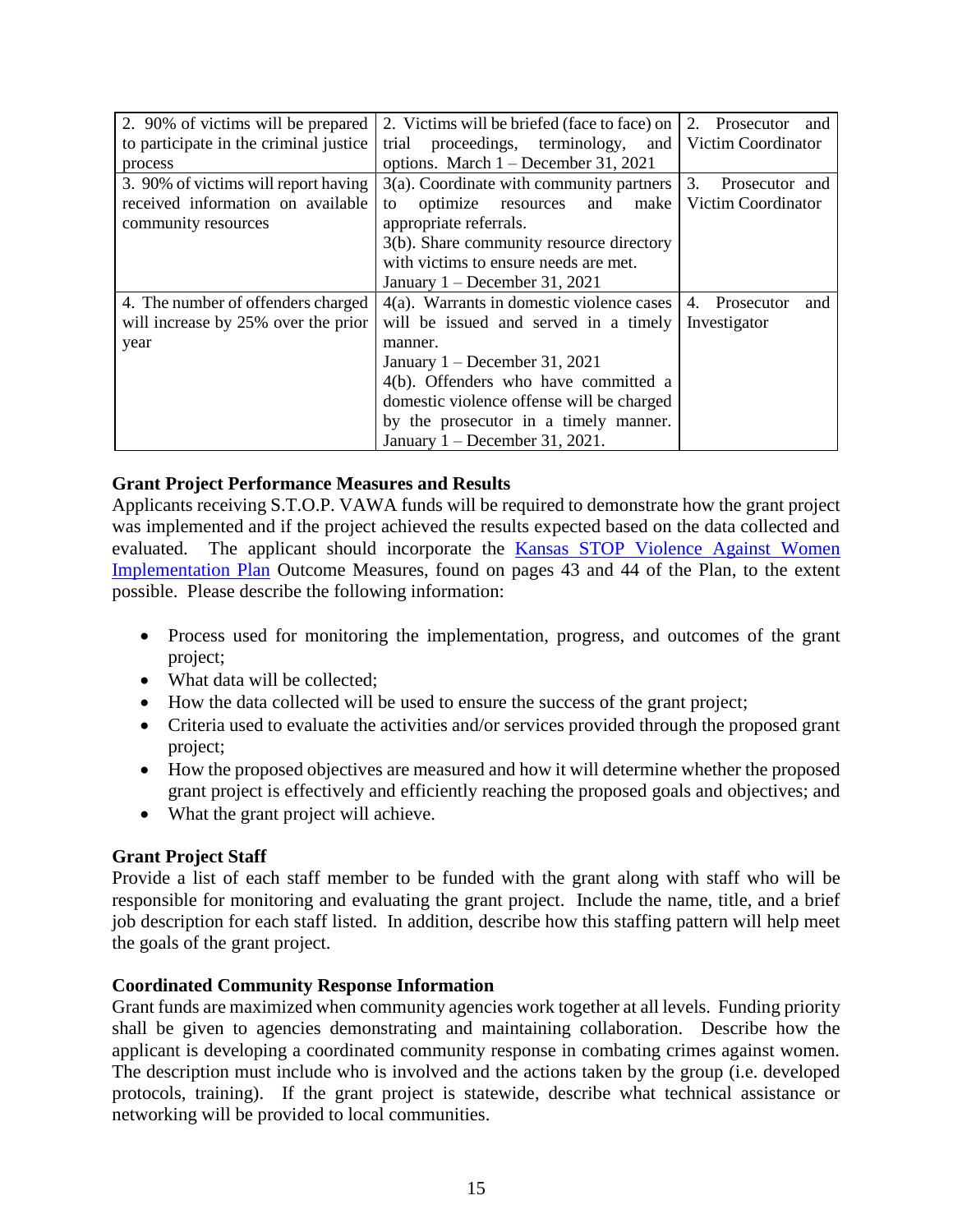| | | |
|---|---|---|
| 2. 90% of victims will be prepared to participate in the criminal justice process | 2. Victims will be briefed (face to face) on trial proceedings, terminology, and options. March 1 – December 31, 2021 | 2. Prosecutor and Victim Coordinator |
| 3. 90% of victims will report having received information on available community resources | 3(a). Coordinate with community partners to optimize resources and make appropriate referrals.<br>3(b). Share community resource directory with victims to ensure needs are met.<br>January 1 – December 31, 2021 | 3. Prosecutor and Victim Coordinator |
| 4. The number of offenders charged will increase by 25% over the prior year | 4(a). Warrants in domestic violence cases will be issued and served in a timely manner.<br>January 1 – December 31, 2021<br>4(b). Offenders who have committed a domestic violence offense will be charged by the prosecutor in a timely manner. January 1 – December 31, 2021. | 4. Prosecutor and Investigator |

**Grant Project Performance Measures and Results**

Applicants receiving S.T.O.P. VAWA funds will be required to demonstrate how the grant project was implemented and if the project achieved the results expected based on the data collected and evaluated. The applicant should incorporate the Kansas STOP Violence Against Women Implementation Plan Outcome Measures, found on pages 43 and 44 of the Plan, to the extent possible. Please describe the following information:

- Process used for monitoring the implementation, progress, and outcomes of the grant project;
- What data will be collected;
- How the data collected will be used to ensure the success of the grant project;
- Criteria used to evaluate the activities and/or services provided through the proposed grant project;
- How the proposed objectives are measured and how it will determine whether the proposed grant project is effectively and efficiently reaching the proposed goals and objectives; and
- What the grant project will achieve.

**Grant Project Staff**

Provide a list of each staff member to be funded with the grant along with staff who will be responsible for monitoring and evaluating the grant project. Include the name, title, and a brief job description for each staff listed. In addition, describe how this staffing pattern will help meet the goals of the grant project.

**Coordinated Community Response Information**

Grant funds are maximized when community agencies work together at all levels. Funding priority shall be given to agencies demonstrating and maintaining collaboration. Describe how the applicant is developing a coordinated community response in combating crimes against women. The description must include who is involved and the actions taken by the group (i.e. developed protocols, training). If the grant project is statewide, describe what technical assistance or networking will be provided to local communities.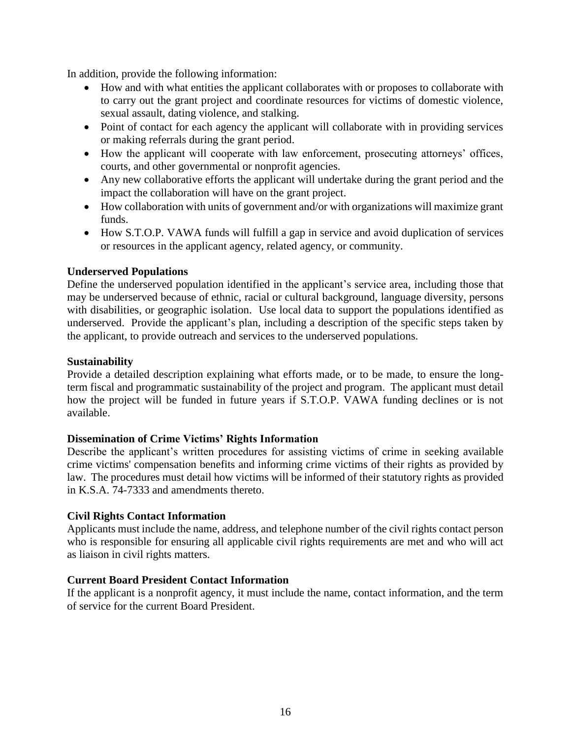In addition, provide the following information:

- How and with what entities the applicant collaborates with or proposes to collaborate with to carry out the grant project and coordinate resources for victims of domestic violence, sexual assault, dating violence, and stalking.
- Point of contact for each agency the applicant will collaborate with in providing services or making referrals during the grant period.
- How the applicant will cooperate with law enforcement, prosecuting attorneys' offices, courts, and other governmental or nonprofit agencies.
- Any new collaborative efforts the applicant will undertake during the grant period and the impact the collaboration will have on the grant project.
- How collaboration with units of government and/or with organizations will maximize grant funds.
- How S.T.O.P. VAWA funds will fulfill a gap in service and avoid duplication of services or resources in the applicant agency, related agency, or community.

**Underserved Populations**

Define the underserved population identified in the applicant's service area, including those that may be underserved because of ethnic, racial or cultural background, language diversity, persons with disabilities, or geographic isolation. Use local data to support the populations identified as underserved. Provide the applicant's plan, including a description of the specific steps taken by the applicant, to provide outreach and services to the underserved populations.

**Sustainability**

Provide a detailed description explaining what efforts made, or to be made, to ensure the long-term fiscal and programmatic sustainability of the project and program. The applicant must detail how the project will be funded in future years if S.T.O.P. VAWA funding declines or is not available.

**Dissemination of Crime Victims' Rights Information**

Describe the applicant's written procedures for assisting victims of crime in seeking available crime victims' compensation benefits and informing crime victims of their rights as provided by law. The procedures must detail how victims will be informed of their statutory rights as provided in K.S.A. 74-7333 and amendments thereto.

**Civil Rights Contact Information**

Applicants must include the name, address, and telephone number of the civil rights contact person who is responsible for ensuring all applicable civil rights requirements are met and who will act as liaison in civil rights matters.

**Current Board President Contact Information**

If the applicant is a nonprofit agency, it must include the name, contact information, and the term of service for the current Board President.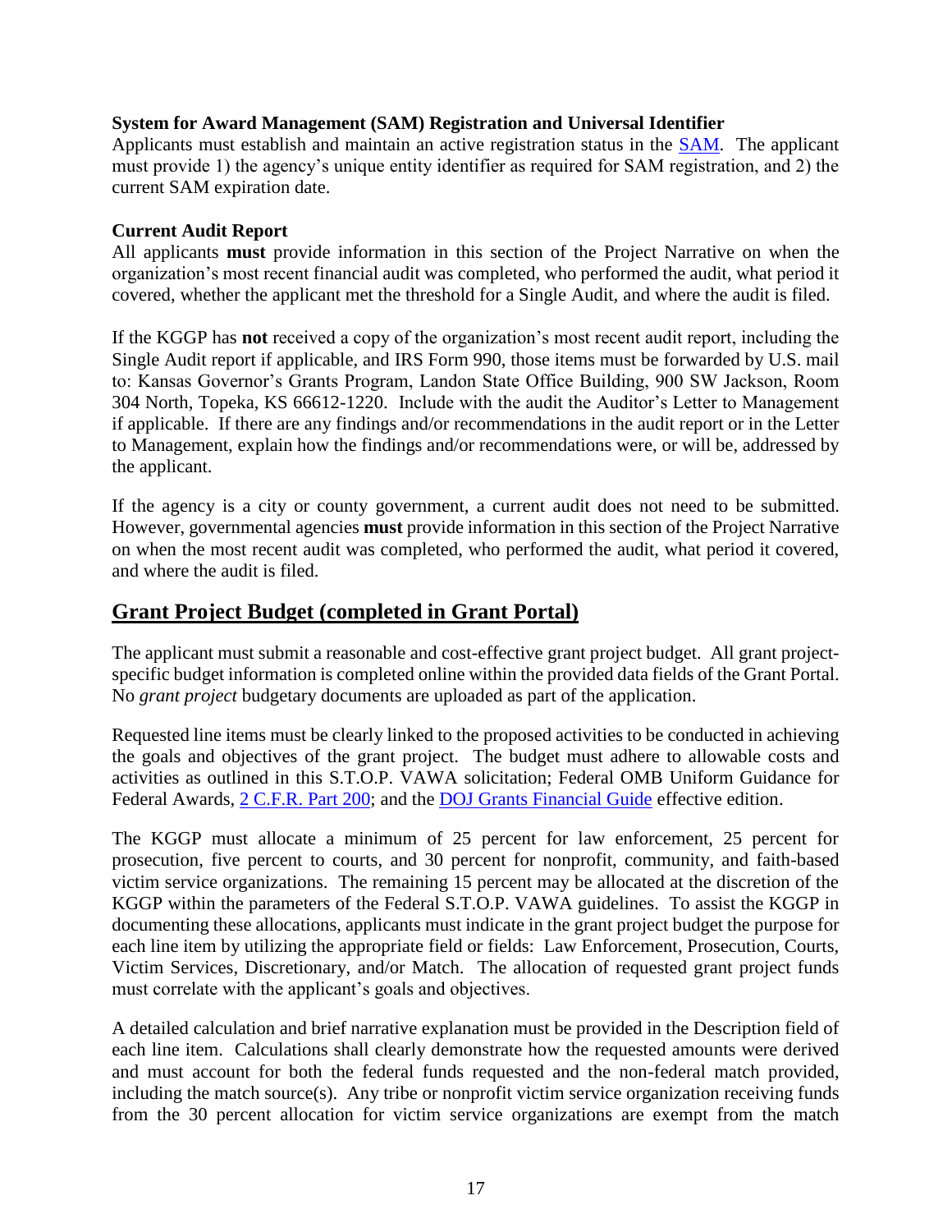**System for Award Management (SAM) Registration and Universal Identifier**

Applicants must establish and maintain an active registration status in the SAM. The applicant must provide 1) the agency's unique entity identifier as required for SAM registration, and 2) the current SAM expiration date.

**Current Audit Report**

All applicants **must** provide information in this section of the Project Narrative on when the organization's most recent financial audit was completed, who performed the audit, what period it covered, whether the applicant met the threshold for a Single Audit, and where the audit is filed.

If the KGGP has **not** received a copy of the organization's most recent audit report, including the Single Audit report if applicable, and IRS Form 990, those items must be forwarded by U.S. mail to: Kansas Governor's Grants Program, Landon State Office Building, 900 SW Jackson, Room 304 North, Topeka, KS 66612-1220. Include with the audit the Auditor's Letter to Management if applicable. If there are any findings and/or recommendations in the audit report or in the Letter to Management, explain how the findings and/or recommendations were, or will be, addressed by the applicant.

If the agency is a city or county government, a current audit does not need to be submitted. However, governmental agencies **must** provide information in this section of the Project Narrative on when the most recent audit was completed, who performed the audit, what period it covered, and where the audit is filed.

## Grant Project Budget (completed in Grant Portal)

The applicant must submit a reasonable and cost-effective grant project budget. All grant project-specific budget information is completed online within the provided data fields of the Grant Portal. No *grant project* budgetary documents are uploaded as part of the application.

Requested line items must be clearly linked to the proposed activities to be conducted in achieving the goals and objectives of the grant project. The budget must adhere to allowable costs and activities as outlined in this S.T.O.P. VAWA solicitation; Federal OMB Uniform Guidance for Federal Awards, 2 C.F.R. Part 200; and the DOJ Grants Financial Guide effective edition.

The KGGP must allocate a minimum of 25 percent for law enforcement, 25 percent for prosecution, five percent to courts, and 30 percent for nonprofit, community, and faith-based victim service organizations. The remaining 15 percent may be allocated at the discretion of the KGGP within the parameters of the Federal S.T.O.P. VAWA guidelines. To assist the KGGP in documenting these allocations, applicants must indicate in the grant project budget the purpose for each line item by utilizing the appropriate field or fields: Law Enforcement, Prosecution, Courts, Victim Services, Discretionary, and/or Match. The allocation of requested grant project funds must correlate with the applicant's goals and objectives.

A detailed calculation and brief narrative explanation must be provided in the Description field of each line item. Calculations shall clearly demonstrate how the requested amounts were derived and must account for both the federal funds requested and the non-federal match provided, including the match source(s). Any tribe or nonprofit victim service organization receiving funds from the 30 percent allocation for victim service organizations are exempt from the match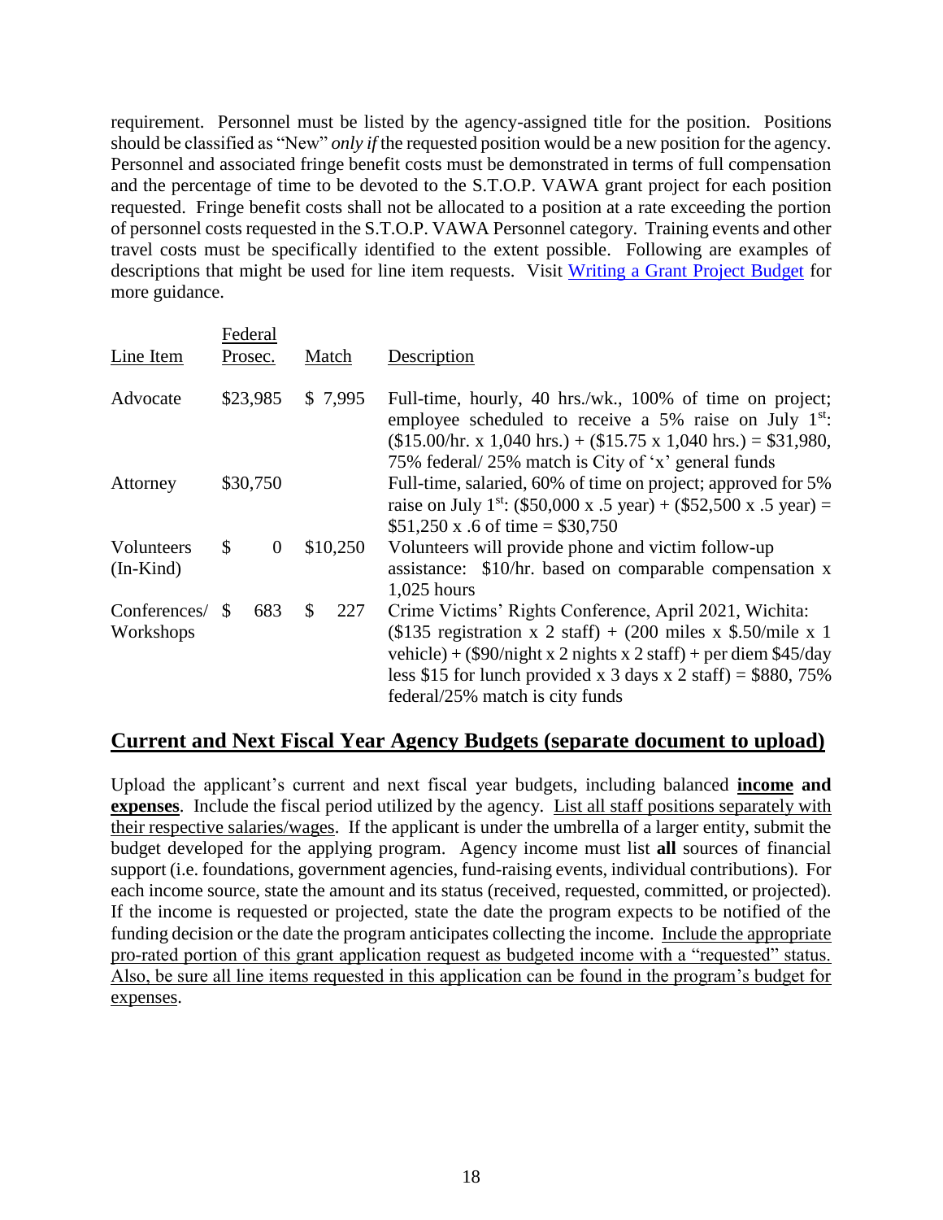requirement. Personnel must be listed by the agency-assigned title for the position. Positions should be classified as "New" *only if* the requested position would be a new position for the agency. Personnel and associated fringe benefit costs must be demonstrated in terms of full compensation and the percentage of time to be devoted to the S.T.O.P. VAWA grant project for each position requested. Fringe benefit costs shall not be allocated to a position at a rate exceeding the portion of personnel costs requested in the S.T.O.P. VAWA Personnel category. Training events and other travel costs must be specifically identified to the extent possible. Following are examples of descriptions that might be used for line item requests. Visit Writing a Grant Project Budget for more guidance.

| Line Item | Federal Prosec. | Match | Description |
|---|---|---|---|
| Advocate | $23,985 | $ 7,995 | Full-time, hourly, 40 hrs./wk., 100% of time on project; employee scheduled to receive a 5% raise on July 1st: ($15.00/hr. x 1,040 hrs.) + ($15.75 x 1,040 hrs.) = $31,980, 75% federal/ 25% match is City of 'x' general funds |
| Attorney | $30,750 | | Full-time, salaried, 60% of time on project; approved for 5% raise on July 1st: ($50,000 x .5 year) + ($52,500 x .5 year) = $51,250 x .6 of time = $30,750 |
| Volunteers (In-Kind) | $ 0 | $10,250 | Volunteers will provide phone and victim follow-up assistance: $10/hr. based on comparable compensation x 1,025 hours |
| Conferences/ Workshops | $ 683 | $ 227 | Crime Victims' Rights Conference, April 2021, Wichita: ($135 registration x 2 staff) + (200 miles x $.50/mile x 1 vehicle) + ($90/night x 2 nights x 2 staff) + per diem $45/day less $15 for lunch provided x 3 days x 2 staff) = $880, 75% federal/25% match is city funds |

## Current and Next Fiscal Year Agency Budgets (separate document to upload)

Upload the applicant's current and next fiscal year budgets, including balanced **income and expenses**. Include the fiscal period utilized by the agency. List all staff positions separately with their respective salaries/wages. If the applicant is under the umbrella of a larger entity, submit the budget developed for the applying program. Agency income must list **all** sources of financial support (i.e. foundations, government agencies, fund-raising events, individual contributions). For each income source, state the amount and its status (received, requested, committed, or projected). If the income is requested or projected, state the date the program expects to be notified of the funding decision or the date the program anticipates collecting the income. Include the appropriate pro-rated portion of this grant application request as budgeted income with a "requested" status. Also, be sure all line items requested in this application can be found in the program's budget for expenses.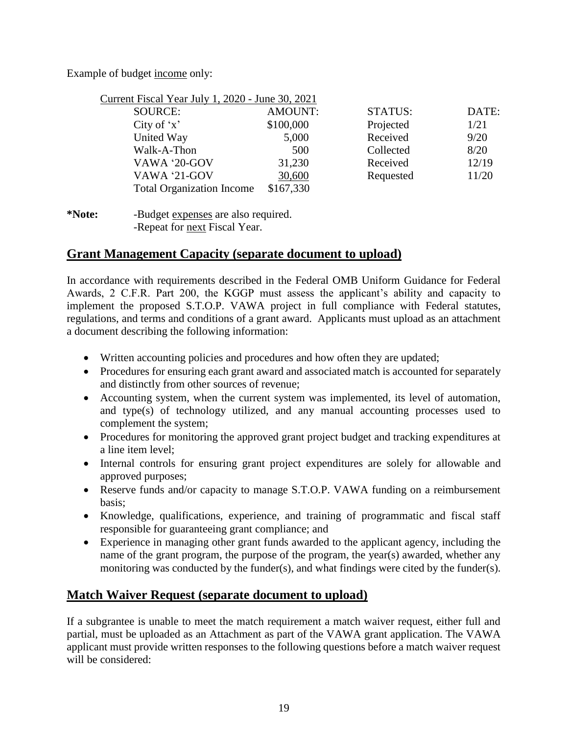Example of budget income only:

Current Fiscal Year July 1, 2020 - June 30, 2021

| SOURCE: | AMOUNT: | STATUS: | DATE: |
|---|---|---|---|
| City of ‘x’ | $100,000 | Projected | 1/21 |
| United Way | 5,000 | Received | 9/20 |
| Walk-A-Thon | 500 | Collected | 8/20 |
| VAWA ‘20-GOV | 31,230 | Received | 12/19 |
| VAWA ‘21-GOV | 30,600 | Requested | 11/20 |
| Total Organization Income | $167,330 | | |

**\*Note:** -Budget expenses are also required.
-Repeat for next Fiscal Year.

## Grant Management Capacity (separate document to upload)

In accordance with requirements described in the Federal OMB Uniform Guidance for Federal Awards, 2 C.F.R. Part 200, the KGGP must assess the applicant's ability and capacity to implement the proposed S.T.O.P. VAWA project in full compliance with Federal statutes, regulations, and terms and conditions of a grant award. Applicants must upload as an attachment a document describing the following information:

- Written accounting policies and procedures and how often they are updated;
- Procedures for ensuring each grant award and associated match is accounted for separately and distinctly from other sources of revenue;
- Accounting system, when the current system was implemented, its level of automation, and type(s) of technology utilized, and any manual accounting processes used to complement the system;
- Procedures for monitoring the approved grant project budget and tracking expenditures at a line item level;
- Internal controls for ensuring grant project expenditures are solely for allowable and approved purposes;
- Reserve funds and/or capacity to manage S.T.O.P. VAWA funding on a reimbursement basis;
- Knowledge, qualifications, experience, and training of programmatic and fiscal staff responsible for guaranteeing grant compliance; and
- Experience in managing other grant funds awarded to the applicant agency, including the name of the grant program, the purpose of the program, the year(s) awarded, whether any monitoring was conducted by the funder(s), and what findings were cited by the funder(s).

## Match Waiver Request (separate document to upload)

If a subgrantee is unable to meet the match requirement a match waiver request, either full and partial, must be uploaded as an Attachment as part of the VAWA grant application. The VAWA applicant must provide written responses to the following questions before a match waiver request will be considered: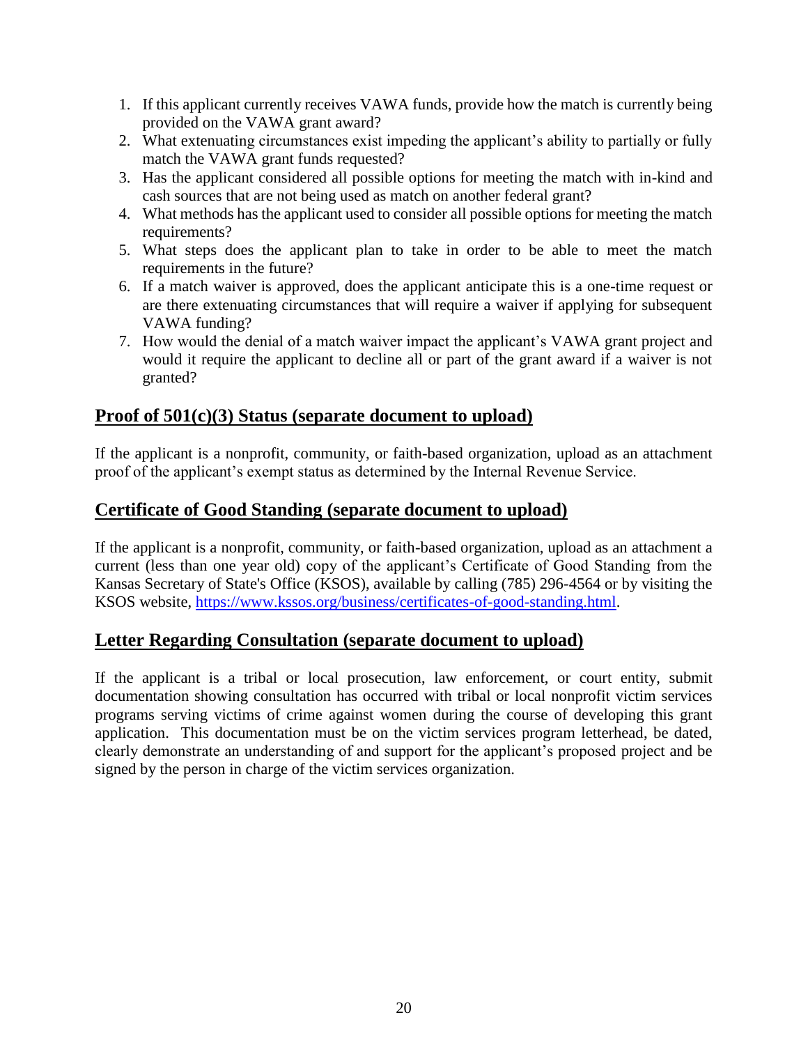1. If this applicant currently receives VAWA funds, provide how the match is currently being provided on the VAWA grant award?
2. What extenuating circumstances exist impeding the applicant's ability to partially or fully match the VAWA grant funds requested?
3. Has the applicant considered all possible options for meeting the match with in-kind and cash sources that are not being used as match on another federal grant?
4. What methods has the applicant used to consider all possible options for meeting the match requirements?
5. What steps does the applicant plan to take in order to be able to meet the match requirements in the future?
6. If a match waiver is approved, does the applicant anticipate this is a one-time request or are there extenuating circumstances that will require a waiver if applying for subsequent VAWA funding?
7. How would the denial of a match waiver impact the applicant's VAWA grant project and would it require the applicant to decline all or part of the grant award if a waiver is not granted?

## Proof of 501(c)(3) Status (separate document to upload)

If the applicant is a nonprofit, community, or faith-based organization, upload as an attachment proof of the applicant's exempt status as determined by the Internal Revenue Service.

## Certificate of Good Standing (separate document to upload)

If the applicant is a nonprofit, community, or faith-based organization, upload as an attachment a current (less than one year old) copy of the applicant's Certificate of Good Standing from the Kansas Secretary of State's Office (KSOS), available by calling (785) 296-4564 or by visiting the KSOS website, [https://www.kssos.org/business/certificates-of-good-standing.html](https://www.kssos.org/business/certificates-of-good-standing.html).

## Letter Regarding Consultation (separate document to upload)

If the applicant is a tribal or local prosecution, law enforcement, or court entity, submit documentation showing consultation has occurred with tribal or local nonprofit victim services programs serving victims of crime against women during the course of developing this grant application. This documentation must be on the victim services program letterhead, be dated, clearly demonstrate an understanding of and support for the applicant's proposed project and be signed by the person in charge of the victim services organization.